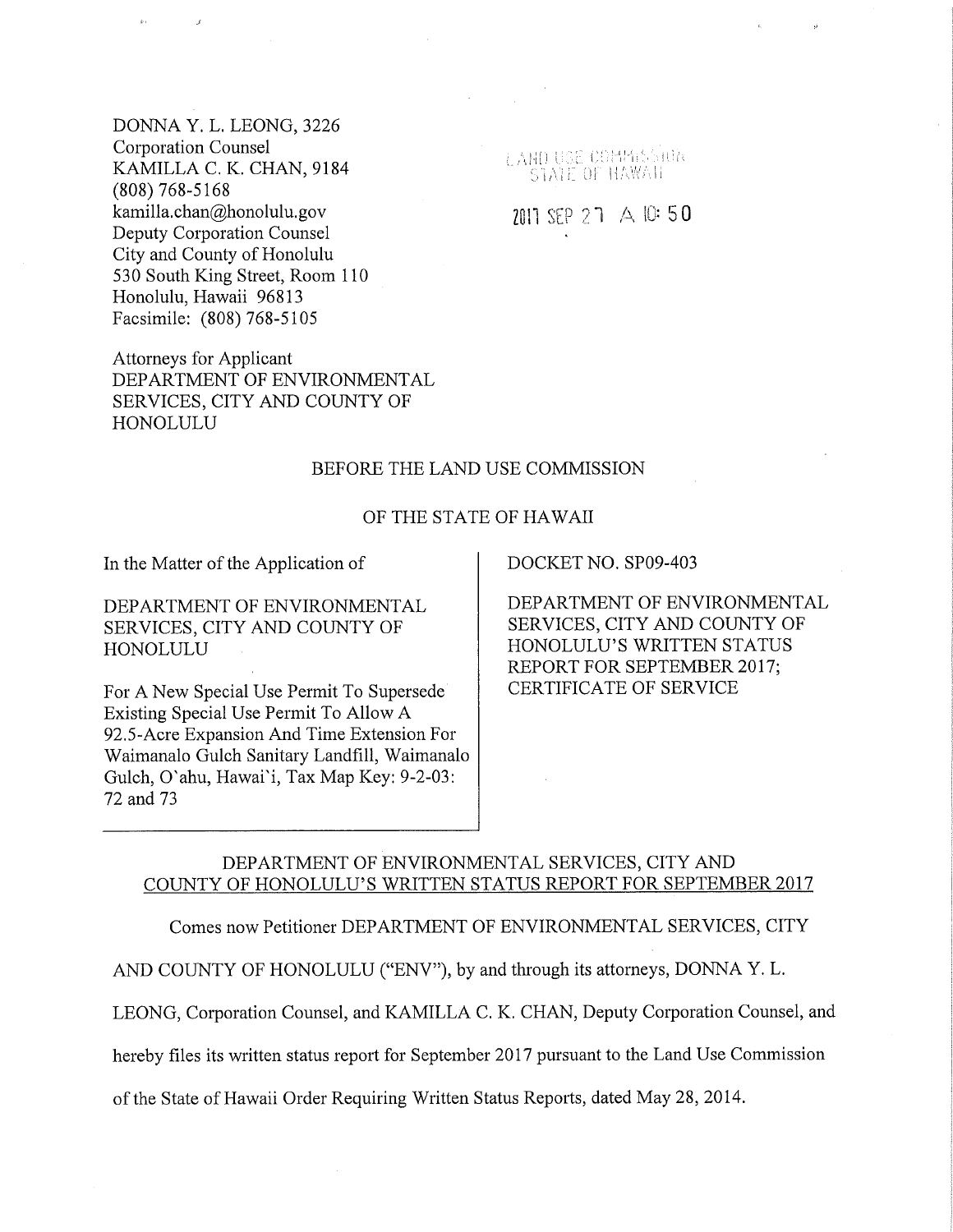DONNA Y. L. LEONG, 3226
Corporation Counsel
KAMILLA C. K. CHAN, 9184
(808) 768-5168
kamilla.chan@honolulu.gov
Deputy Corporation Counsel
City and County of Honolulu
530 South King Street, Room 110
Honolulu, Hawaii 96813
Facsimile: (808) 768-5105

LAND USE COMMISSION
STATE OF HAWAII

2017 SEP 27 A 10: 50

Attorneys for Applicant
DEPARTMENT OF ENVIRONMENTAL SERVICES, CITY AND COUNTY OF HONOLULU

BEFORE THE LAND USE COMMISSION

OF THE STATE OF HAWAII

In the Matter of the Application of

DEPARTMENT OF ENVIRONMENTAL SERVICES, CITY AND COUNTY OF HONOLULU

For A New Special Use Permit To Supersede Existing Special Use Permit To Allow A 92.5-Acre Expansion And Time Extension For Waimanalo Gulch Sanitary Landfill, Waimanalo Gulch, O`ahu, Hawai`i, Tax Map Key: 9-2-03: 72 and 73

DOCKET NO. SP09-403

DEPARTMENT OF ENVIRONMENTAL SERVICES, CITY AND COUNTY OF HONOLULU'S WRITTEN STATUS REPORT FOR SEPTEMBER 2017; CERTIFICATE OF SERVICE

DEPARTMENT OF ENVIRONMENTAL SERVICES, CITY AND COUNTY OF HONOLULU'S WRITTEN STATUS REPORT FOR SEPTEMBER 2017

Comes now Petitioner DEPARTMENT OF ENVIRONMENTAL SERVICES, CITY AND COUNTY OF HONOLULU ("ENV"), by and through its attorneys, DONNA Y. L. LEONG, Corporation Counsel, and KAMILLA C. K. CHAN, Deputy Corporation Counsel, and hereby files its written status report for September 2017 pursuant to the Land Use Commission of the State of Hawaii Order Requiring Written Status Reports, dated May 28, 2014.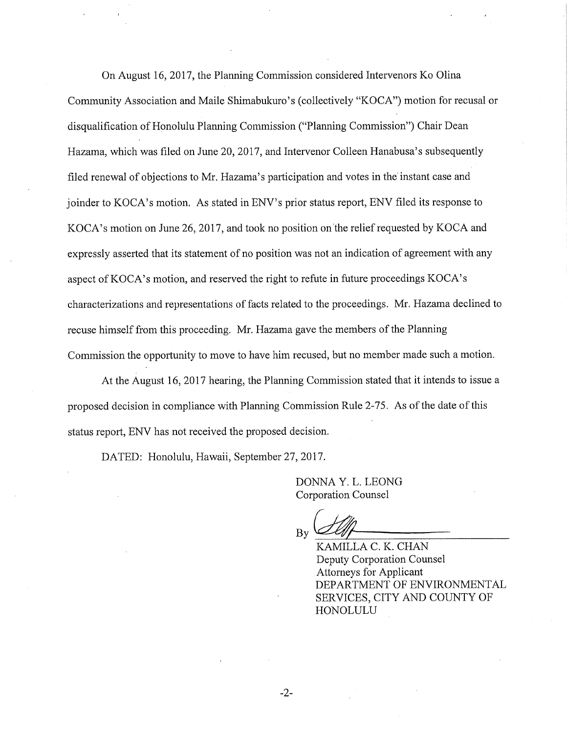On August 16, 2017, the Planning Commission considered Intervenors Ko Olina Community Association and Maile Shimabukuro's (collectively "KOCA") motion for recusal or disqualification of Honolulu Planning Commission ("Planning Commission") Chair Dean Hazama, which was filed on June 20, 2017, and Intervenor Colleen Hanabusa's subsequently filed renewal of objections to Mr. Hazama's participation and votes in the instant case and joinder to KOCA's motion. As stated in ENV's prior status report, ENV filed its response to KOCA's motion on June 26, 2017, and took no position on the relief requested by KOCA and expressly asserted that its statement of no position was not an indication of agreement with any aspect of KOCA's motion, and reserved the right to refute in future proceedings KOCA's characterizations and representations of facts related to the proceedings. Mr. Hazama declined to recuse himself from this proceeding. Mr. Hazama gave the members of the Planning Commission the opportunity to move to have him recused, but no member made such a motion.

At the August 16, 2017 hearing, the Planning Commission stated that it intends to issue a proposed decision in compliance with Planning Commission Rule 2-75. As of the date of this status report, ENV has not received the proposed decision.

DATED: Honolulu, Hawaii, September 27, 2017.

DONNA Y. L. LEONG
Corporation Counsel

By ______________________

KAMILLA C. K. CHAN
Deputy Corporation Counsel
Attorneys for Applicant
DEPARTMENT OF ENVIRONMENTAL SERVICES, CITY AND COUNTY OF HONOLULU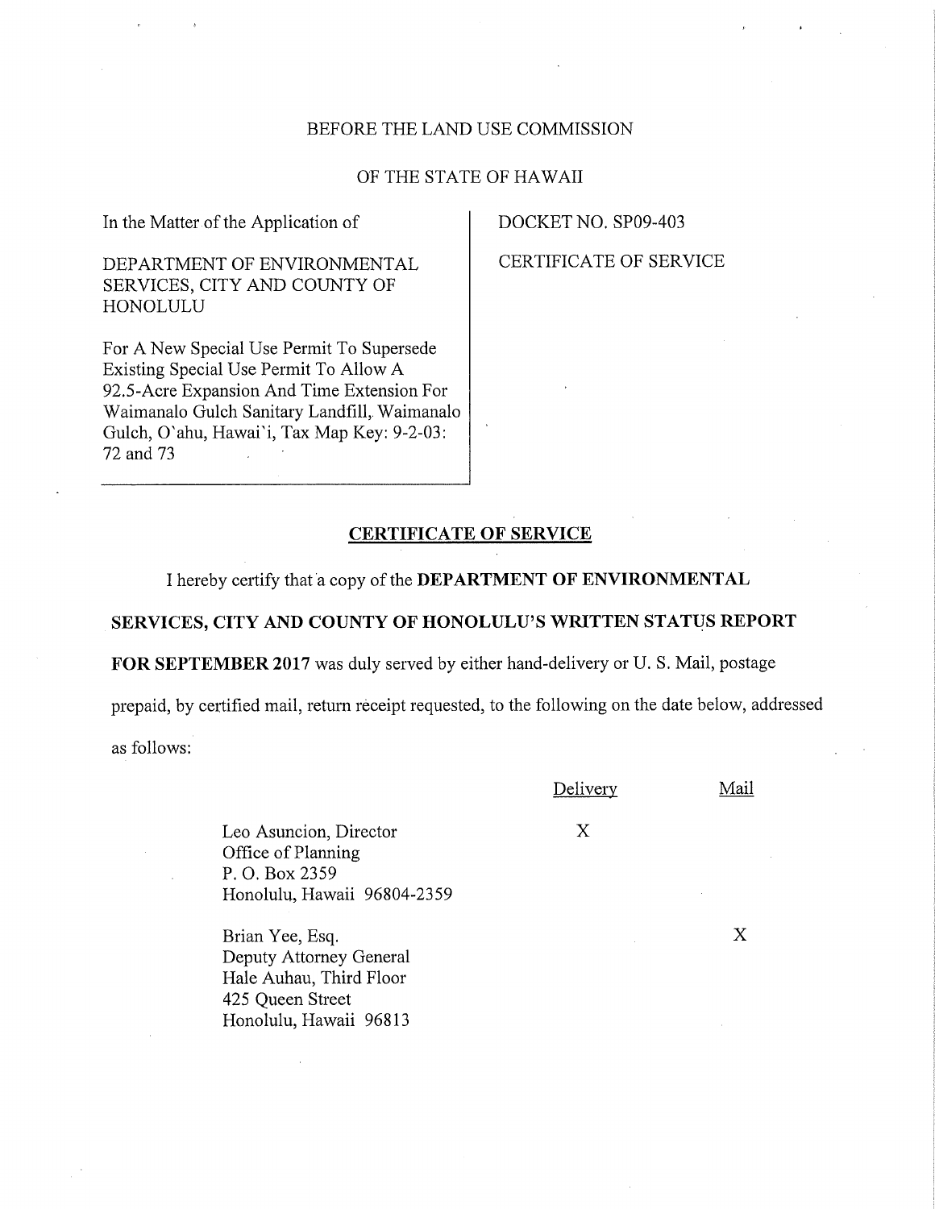BEFORE THE LAND USE COMMISSION

OF THE STATE OF HAWAII

| | |
|---|---|
| In the Matter of the Application of<br><br>DEPARTMENT OF ENVIRONMENTAL SERVICES, CITY AND COUNTY OF HONOLULU<br><br>For A New Special Use Permit To Supersede Existing Special Use Permit To Allow A 92.5-Acre Expansion And Time Extension For Waimanalo Gulch Sanitary Landfill, Waimanalo Gulch, O`ahu, Hawai`i, Tax Map Key: 9-2-03: 72 and 73 | DOCKET NO. SP09-403<br><br>CERTIFICATE OF SERVICE |

## CERTIFICATE OF SERVICE

I hereby certify that a copy of the **DEPARTMENT OF ENVIRONMENTAL SERVICES, CITY AND COUNTY OF HONOLULU'S WRITTEN STATUS REPORT FOR SEPTEMBER 2017** was duly served by either hand-delivery or U. S. Mail, postage prepaid, by certified mail, return receipt requested, to the following on the date below, addressed as follows:

| | Delivery | Mail |
|---|---|---|
| Leo Asuncion, Director<br>Office of Planning<br>P. O. Box 2359<br>Honolulu, Hawaii 96804-2359 | X | |
| Brian Yee, Esq.<br>Deputy Attorney General<br>Hale Auhau, Third Floor<br>425 Queen Street<br>Honolulu, Hawaii 96813 | | X |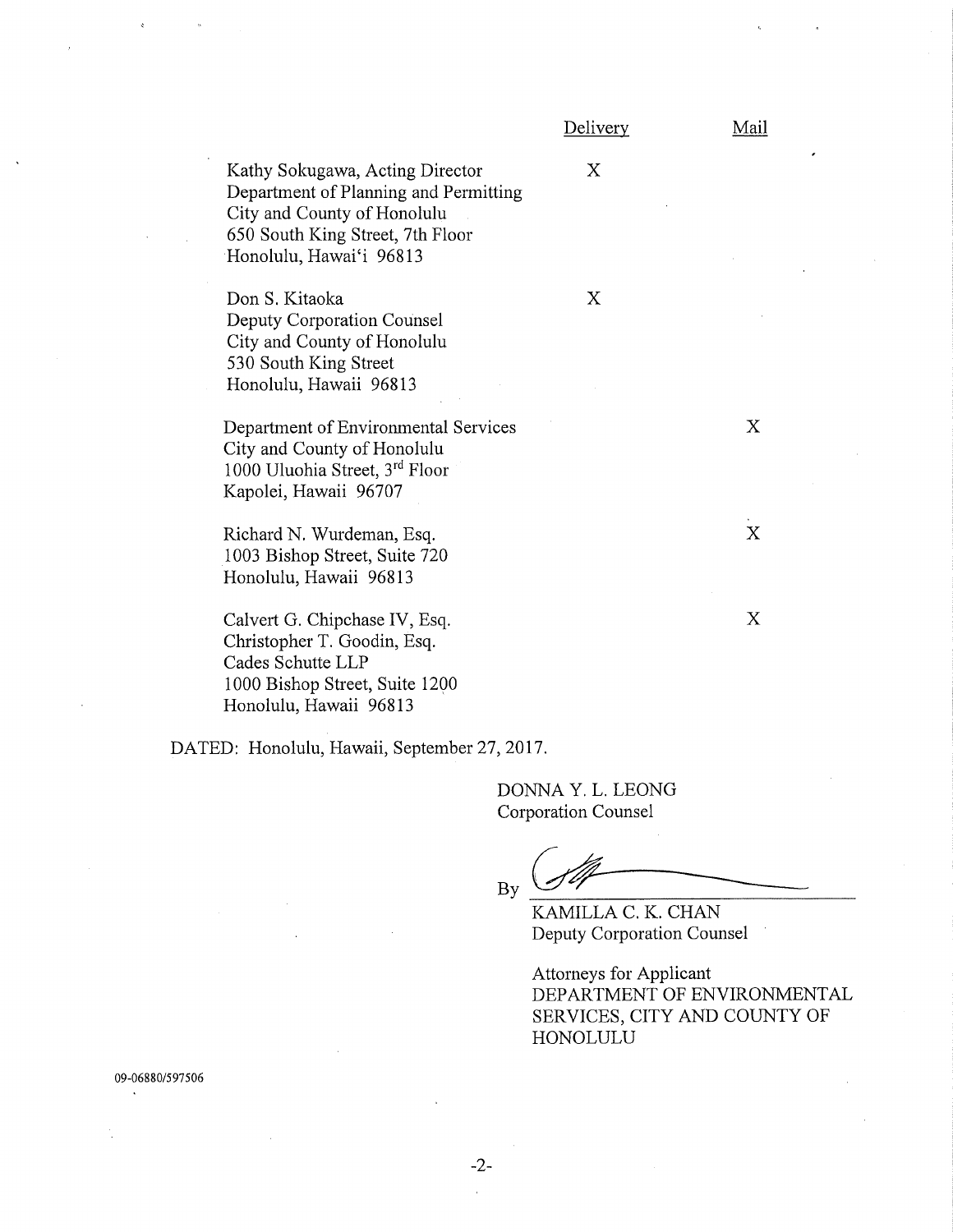| | Delivery | Mail |
|---|---|---|
| Kathy Sokugawa, Acting Director<br>Department of Planning and Permitting<br>City and County of Honolulu<br>650 South King Street, 7th Floor<br>Honolulu, Hawai'i 96813 | X | |
| Don S. Kitaoka<br>Deputy Corporation Counsel<br>City and County of Honolulu<br>530 South King Street<br>Honolulu, Hawaii 96813 | X | |
| Department of Environmental Services<br>City and County of Honolulu<br>1000 Uluohia Street, 3rd Floor<br>Kapolei, Hawaii 96707 | | X |
| Richard N. Wurdeman, Esq.<br>1003 Bishop Street, Suite 720<br>Honolulu, Hawaii 96813 | | X |
| Calvert G. Chipchase IV, Esq.<br>Christopher T. Goodin, Esq.<br>Cades Schutte LLP<br>1000 Bishop Street, Suite 1200<br>Honolulu, Hawaii 96813 | | X |

DATED: Honolulu, Hawaii, September 27, 2017.

DONNA Y. L. LEONG
Corporation Counsel

By ______________________

KAMILLA C. K. CHAN
Deputy Corporation Counsel

Attorneys for Applicant
DEPARTMENT OF ENVIRONMENTAL SERVICES, CITY AND COUNTY OF HONOLULU

09-06880/597506